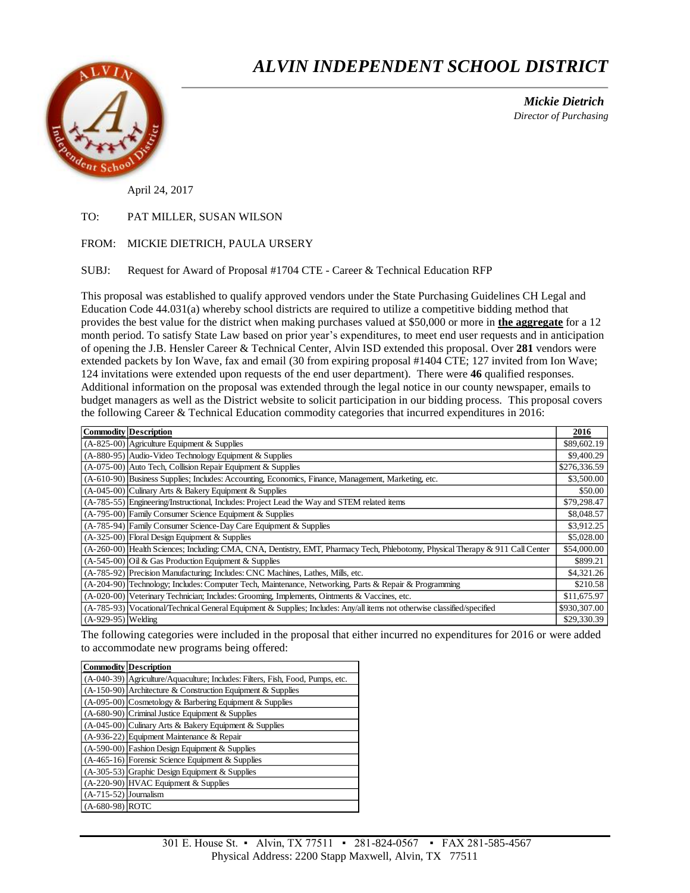# ALVIN INDEPENDENT SCHOOL DISTRICT

***Mickie Dietrich***
*Director of Purchasing*

April 24, 2017

TO: PAT MILLER, SUSAN WILSON

FROM: MICKIE DIETRICH, PAULA URSERY

SUBJ: Request for Award of Proposal #1704 CTE - Career & Technical Education RFP

This proposal was established to qualify approved vendors under the State Purchasing Guidelines CH Legal and Education Code 44.031(a) whereby school districts are required to utilize a competitive bidding method that provides the best value for the district when making purchases valued at $50,000 or more in **<u>the aggregate</u>** for a 12 month period. To satisfy State Law based on prior year's expenditures, to meet end user requests and in anticipation of opening the J.B. Hensler Career & Technical Center, Alvin ISD extended this proposal. Over **281** vendors were extended packets by Ion Wave, fax and email (30 from expiring proposal #1404 CTE; 127 invited from Ion Wave; 124 invitations were extended upon requests of the end user department). There were **46** qualified responses. Additional information on the proposal was extended through the legal notice in our county newspaper, emails to budget managers as well as the District website to solicit participation in our bidding process. This proposal covers the following Career & Technical Education commodity categories that incurred expenditures in 2016:

| Commodity | Description | 2016 |
|---|---|---|
| (A-825-00) | Agriculture Equipment & Supplies | $89,602.19 |
| (A-880-95) | Audio-Video Technology Equipment & Supplies | $9,400.29 |
| (A-075-00) | Auto Tech, Collision Repair Equipment & Supplies | $276,336.59 |
| (A-610-90) | Business Supplies; Includes: Accounting, Economics, Finance, Management, Marketing, etc. | $3,500.00 |
| (A-045-00) | Culinary Arts & Bakery Equipment & Supplies | $50.00 |
| (A-785-55) | Engineering/Instructional, Includes: Project Lead the Way and STEM related items | $79,298.47 |
| (A-795-00) | Family Consumer Science Equipment & Supplies | $8,048.57 |
| (A-785-94) | Family Consumer Science-Day Care Equipment & Supplies | $3,912.25 |
| (A-325-00) | Floral Design Equipment & Supplies | $5,028.00 |
| (A-260-00) | Health Sciences; Including: CMA, CNA, Dentistry, EMT, Pharmacy Tech, Phlebotomy, Physical Therapy & 911 Call Center | $54,000.00 |
| (A-545-00) | Oil & Gas Production Equipment & Supplies | $899.21 |
| (A-785-92) | Precision Manufacturing; Includes: CNC Machines, Lathes, Mills, etc. | $4,321.26 |
| (A-204-90) | Technology; Includes: Computer Tech, Maintenance, Networking, Parts & Repair & Programming | $210.58 |
| (A-020-00) | Veterinary Technician; Includes: Grooming, Implements, Ointments & Vaccines, etc. | $11,675.97 |
| (A-785-93) | Vocational/Technical General Equipment & Supplies; Includes: Any/all items not otherwise classified/specified | $930,307.00 |
| (A-929-95) | Welding | $29,330.39 |

The following categories were included in the proposal that either incurred no expenditures for 2016 or were added to accommodate new programs being offered:

| Commodity | Description |
|---|---|
| (A-040-39) | Agriculture/Aquaculture; Includes: Filters, Fish, Food, Pumps, etc. |
| (A-150-90) | Architecture & Construction Equipment & Supplies |
| (A-095-00) | Cosmetology & Barbering Equipment & Supplies |
| (A-680-90) | Criminal Justice Equipment & Supplies |
| (A-045-00) | Culinary Arts & Bakery Equipment & Supplies |
| (A-936-22) | Equipment Maintenance & Repair |
| (A-590-00) | Fashion Design Equipment & Supplies |
| (A-465-16) | Forensic Science Equipment & Supplies |
| (A-305-53) | Graphic Design Equipment & Supplies |
| (A-220-90) | HVAC Equipment & Supplies |
| (A-715-52) | Journalism |
| (A-680-98) | ROTC |

301 E. House St. ▪ Alvin, TX 77511 ▪ 281-824-0567 ▪ FAX 281-585-4567
Physical Address: 2200 Stapp Maxwell, Alvin, TX 77511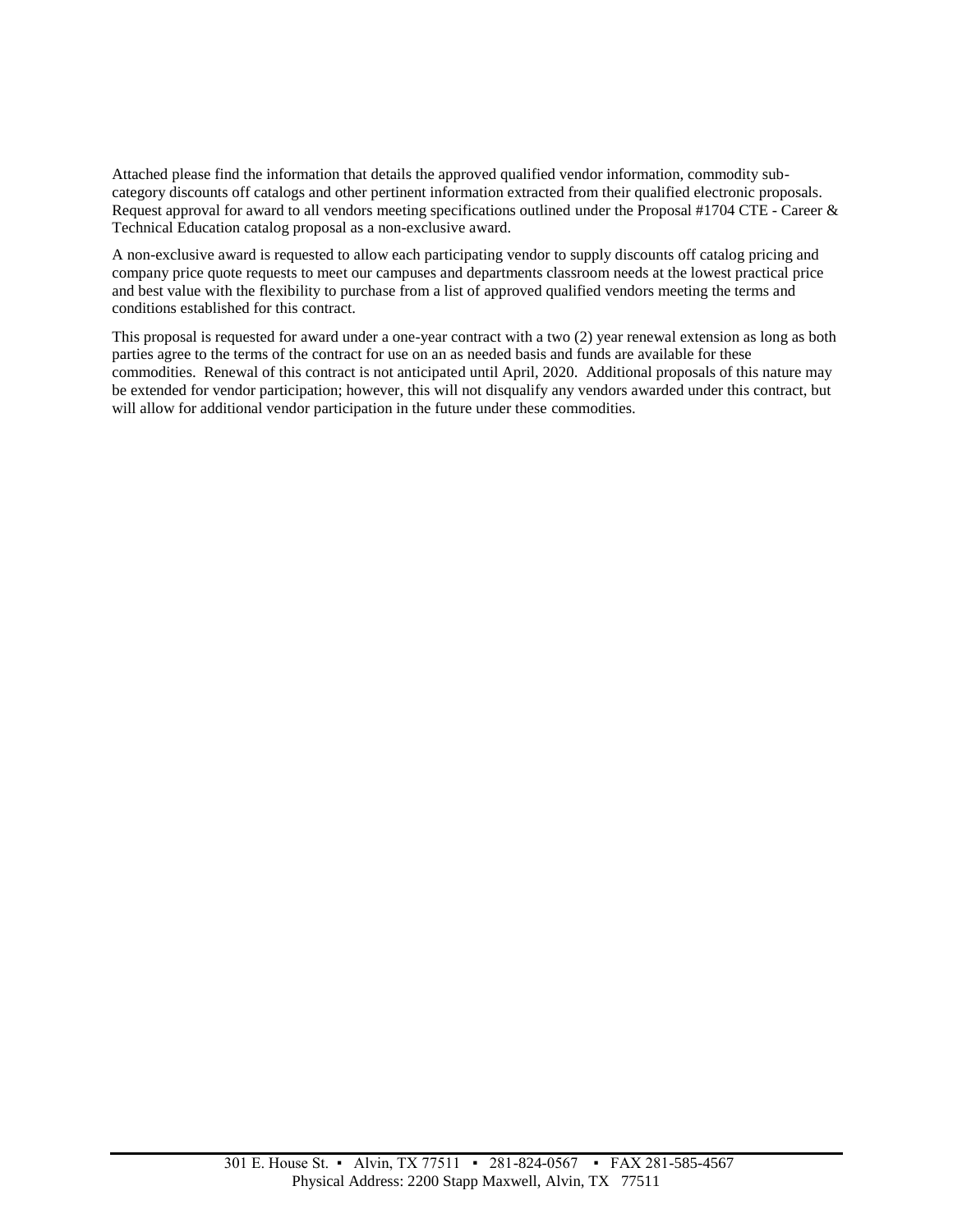Attached please find the information that details the approved qualified vendor information, commodity sub-category discounts off catalogs and other pertinent information extracted from their qualified electronic proposals. Request approval for award to all vendors meeting specifications outlined under the Proposal #1704 CTE - Career & Technical Education catalog proposal as a non-exclusive award.

A non-exclusive award is requested to allow each participating vendor to supply discounts off catalog pricing and company price quote requests to meet our campuses and departments classroom needs at the lowest practical price and best value with the flexibility to purchase from a list of approved qualified vendors meeting the terms and conditions established for this contract.

This proposal is requested for award under a one-year contract with a two (2) year renewal extension as long as both parties agree to the terms of the contract for use on an as needed basis and funds are available for these commodities. Renewal of this contract is not anticipated until April, 2020. Additional proposals of this nature may be extended for vendor participation; however, this will not disqualify any vendors awarded under this contract, but will allow for additional vendor participation in the future under these commodities.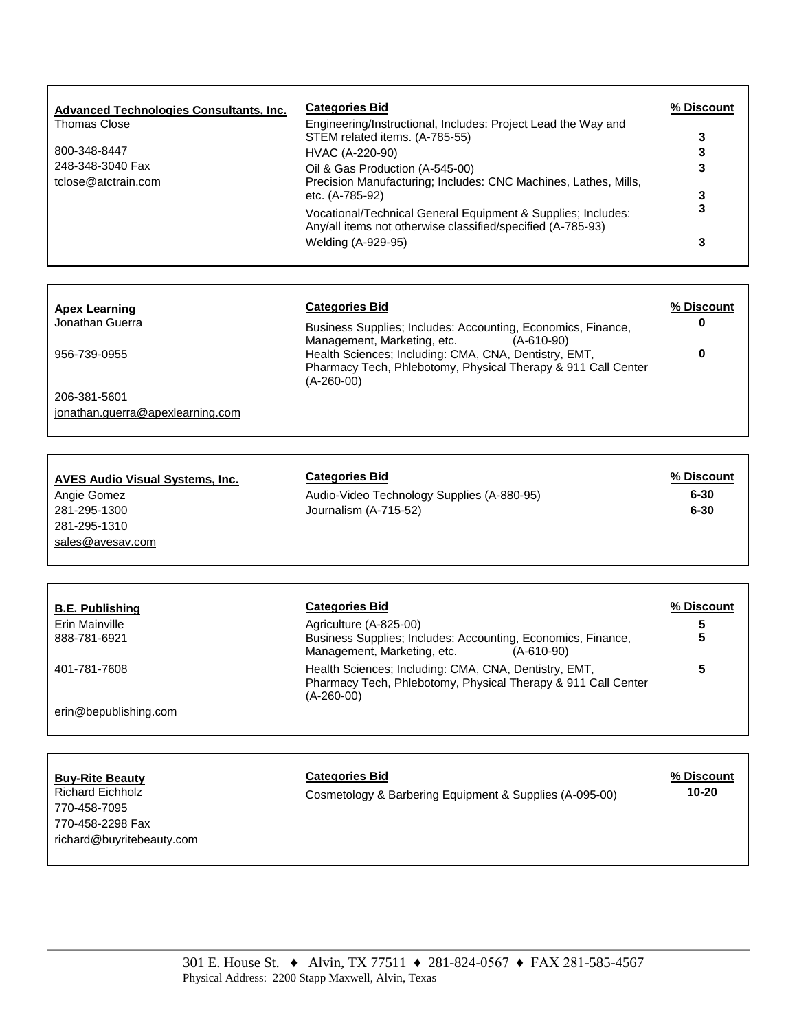| **Advanced Technologies Consultants, Inc.** | **Categories Bid** | **% Discount** |
|---|---|---|
| Thomas Close | Engineering/Instructional, Includes: Project Lead the Way and STEM related items. (A-785-55) | **3** |
| 800-348-8447 | HVAC (A-220-90) | **3** |
| 248-348-3040 Fax | Oil & Gas Production (A-545-00) | **3** |
| tclose@atctrain.com | Precision Manufacturing; Includes: CNC Machines, Lathes, Mills, etc. (A-785-92) | **3** |
| | Vocational/Technical General Equipment & Supplies; Includes: Any/all items not otherwise classified/specified (A-785-93) | **3** |
| | Welding (A-929-95) | **3** |

| **Apex Learning** | **Categories Bid** | **% Discount** |
|---|---|---|
| Jonathan Guerra | Business Supplies; Includes: Accounting, Economics, Finance, Management, Marketing, etc. (A-610-90) | **0** |
| 956-739-0955 | Health Sciences; Including: CMA, CNA, Dentistry, EMT, Pharmacy Tech, Phlebotomy, Physical Therapy & 911 Call Center (A-260-00) | **0** |
| 206-381-5601 | | |
| jonathan.guerra@apexlearning.com | | |

| **AVES Audio Visual Systems, Inc.** | **Categories Bid** | **% Discount** |
|---|---|---|
| Angie Gomez | Audio-Video Technology Supplies (A-880-95) | **6-30** |
| 281-295-1300 | Journalism (A-715-52) | **6-30** |
| 281-295-1310 | | |
| sales@avesav.com | | |

| **B.E. Publishing** | **Categories Bid** | **% Discount** |
|---|---|---|
| Erin Mainville | Agriculture (A-825-00) | **5** |
| 888-781-6921 | Business Supplies; Includes: Accounting, Economics, Finance, Management, Marketing, etc. (A-610-90) | **5** |
| 401-781-7608 | Health Sciences; Including: CMA, CNA, Dentistry, EMT, Pharmacy Tech, Phlebotomy, Physical Therapy & 911 Call Center (A-260-00) | **5** |
| erin@bepublishing.com | | |

| **Buy-Rite Beauty** | **Categories Bid** | **% Discount** |
|---|---|---|
| Richard Eichholz | Cosmetology & Barbering Equipment & Supplies (A-095-00) | **10-20** |
| 770-458-7095 | | |
| 770-458-2298 Fax | | |
| richard@buyritebeauty.com | | |

301 E. House St. ♦ Alvin, TX 77511 ♦ 281-824-0567 ♦ FAX 281-585-4567
Physical Address: 2200 Stapp Maxwell, Alvin, Texas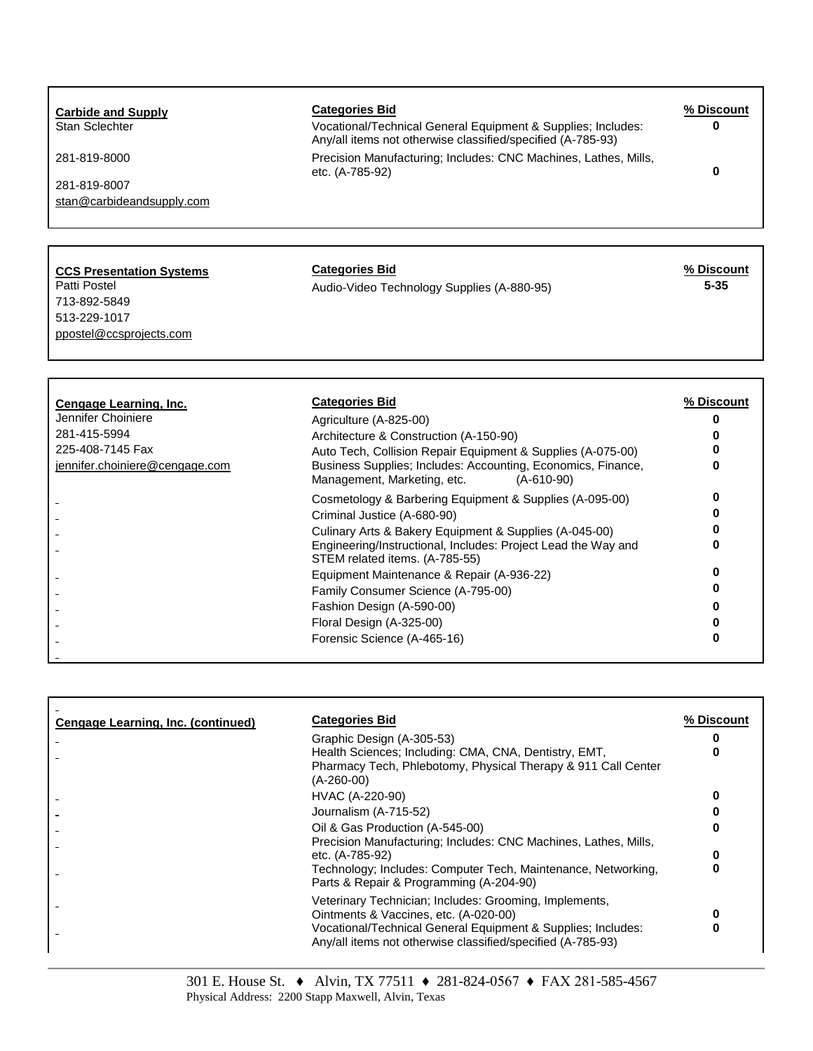| Carbide and Supply | Categories Bid | % Discount |
|---|---|---|
| Stan Sclechter | Vocational/Technical General Equipment & Supplies; Includes: Any/all items not otherwise classified/specified (A-785-93) | 0 |
| 281-819-8000 | Precision Manufacturing; Includes: CNC Machines, Lathes, Mills, etc. (A-785-92) | 0 |
| 281-819-8007 | | |
| stan@carbideandsupply.com | | |

| CCS Presentation Systems | Categories Bid | % Discount |
|---|---|---|
| Patti Postel | Audio-Video Technology Supplies (A-880-95) | 5-35 |
| 713-892-5849 | | |
| 513-229-1017 | | |
| ppostel@ccsprojects.com | | |

| Cengage Learning, Inc. | Categories Bid | % Discount |
|---|---|---|
| Jennifer Choiniere | Agriculture (A-825-00) | 0 |
| 281-415-5994 | Architecture & Construction (A-150-90) | 0 |
| 225-408-7145 Fax | Auto Tech, Collision Repair Equipment & Supplies (A-075-00) | 0 |
| jennifer.choiniere@cengage.com | Business Supplies; Includes: Accounting, Economics, Finance, Management, Marketing, etc. (A-610-90) | 0 |
| | Cosmetology & Barbering Equipment & Supplies (A-095-00) | 0 |
| | Criminal Justice (A-680-90) | 0 |
| | Culinary Arts & Bakery Equipment & Supplies (A-045-00) | 0 |
| | Engineering/Instructional, Includes: Project Lead the Way and STEM related items. (A-785-55) | 0 |
| | Equipment Maintenance & Repair (A-936-22) | 0 |
| | Family Consumer Science (A-795-00) | 0 |
| | Fashion Design (A-590-00) | 0 |
| | Floral Design (A-325-00) | 0 |
| | Forensic Science (A-465-16) | 0 |

| Cengage Learning, Inc. (continued) | Categories Bid | % Discount |
|---|---|---|
| | Graphic Design (A-305-53) | 0 |
| | Health Sciences; Including: CMA, CNA, Dentistry, EMT, Pharmacy Tech, Phlebotomy, Physical Therapy & 911 Call Center (A-260-00) | 0 |
| | HVAC (A-220-90) | 0 |
| | Journalism (A-715-52) | 0 |
| | Oil & Gas Production (A-545-00) | 0 |
| | Precision Manufacturing; Includes: CNC Machines, Lathes, Mills, etc. (A-785-92) | 0 |
| | Technology; Includes: Computer Tech, Maintenance, Networking, Parts & Repair & Programming (A-204-90) | 0 |
| | Veterinary Technician; Includes: Grooming, Implements, Ointments & Vaccines, etc. (A-020-00) | 0 |
| | Vocational/Technical General Equipment & Supplies; Includes: Any/all items not otherwise classified/specified (A-785-93) | 0 |

301 E. House St. ♦ Alvin, TX 77511 ♦ 281-824-0567 ♦ FAX 281-585-4567
Physical Address: 2200 Stapp Maxwell, Alvin, Texas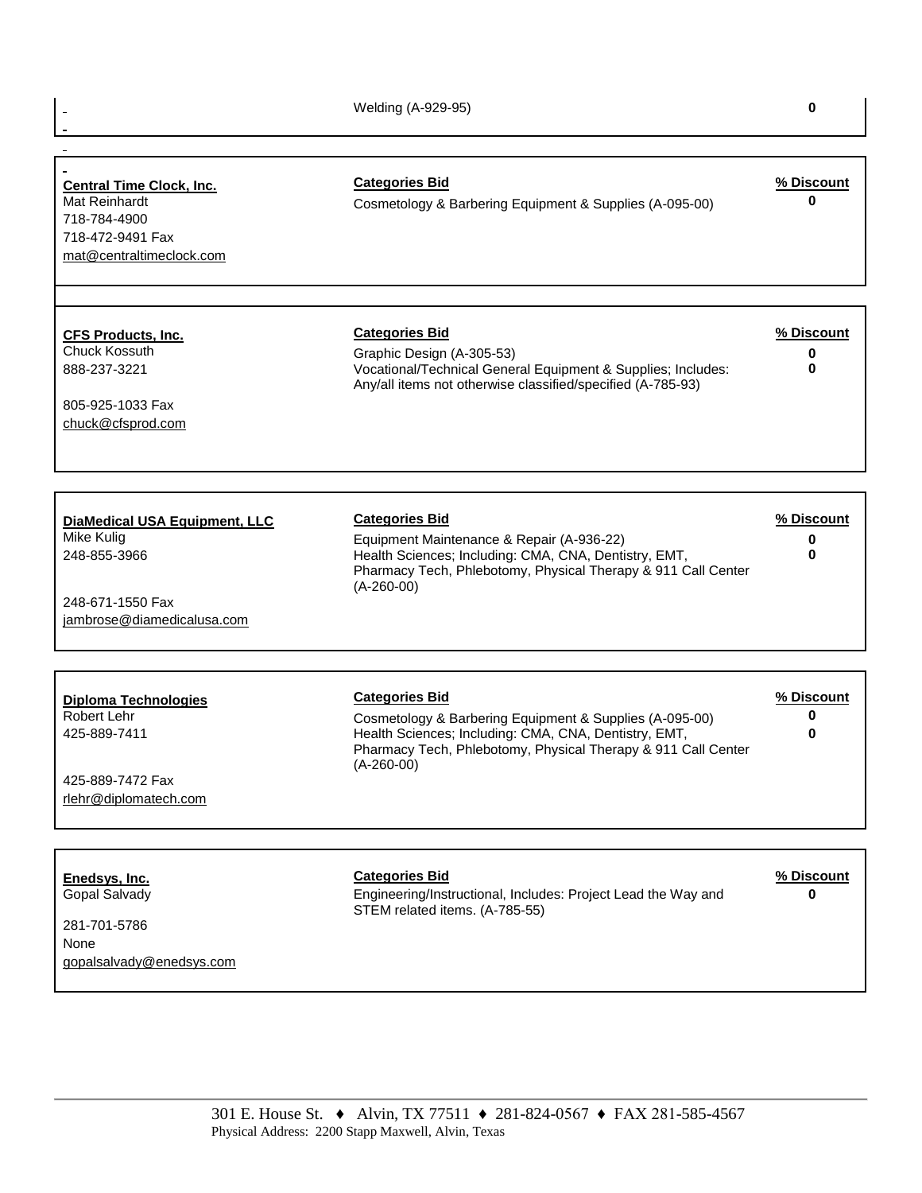| | Welding (A-929-95) | 0 |
|---|---|---|

| **Central Time Clock, Inc.**<br>Mat Reinhardt<br>718-784-4900<br>718-472-9491 Fax<br>mat@centraltimeclock.com | **Categories Bid** | **% Discount** |
|---|---|---|
| | Cosmetology & Barbering Equipment & Supplies (A-095-00) | 0 |

| **CFS Products, Inc.**<br>Chuck Kossuth<br>888-237-3221<br><br>805-925-1033 Fax<br>chuck@cfsprod.com | **Categories Bid** | **% Discount** |
|---|---|---|
| | Graphic Design (A-305-53) | 0 |
| | Vocational/Technical General Equipment & Supplies; Includes: Any/all items not otherwise classified/specified (A-785-93) | 0 |

| **DiaMedical USA Equipment, LLC**<br>Mike Kulig<br>248-855-3966<br><br>248-671-1550 Fax<br>jambrose@diamedicalusa.com | **Categories Bid** | **% Discount** |
|---|---|---|
| | Equipment Maintenance & Repair (A-936-22) | 0 |
| | Health Sciences; Including: CMA, CNA, Dentistry, EMT, Pharmacy Tech, Phlebotomy, Physical Therapy & 911 Call Center (A-260-00) | 0 |

| **Diploma Technologies**<br>Robert Lehr<br>425-889-7411<br><br>425-889-7472 Fax<br>rlehr@diplomatech.com | **Categories Bid** | **% Discount** |
|---|---|---|
| | Cosmetology & Barbering Equipment & Supplies (A-095-00) | 0 |
| | Health Sciences; Including: CMA, CNA, Dentistry, EMT, Pharmacy Tech, Phlebotomy, Physical Therapy & 911 Call Center (A-260-00) | 0 |

| **Enedsys, Inc.**<br>Gopal Salvady<br><br>281-701-5786<br>None<br>gopalsalvady@enedsys.com | **Categories Bid** | **% Discount** |
|---|---|---|
| | Engineering/Instructional, Includes: Project Lead the Way and STEM related items. (A-785-55) | 0 |

301 E. House St. ♦ Alvin, TX 77511 ♦ 281-824-0567 ♦ FAX 281-585-4567
Physical Address: 2200 Stapp Maxwell, Alvin, Texas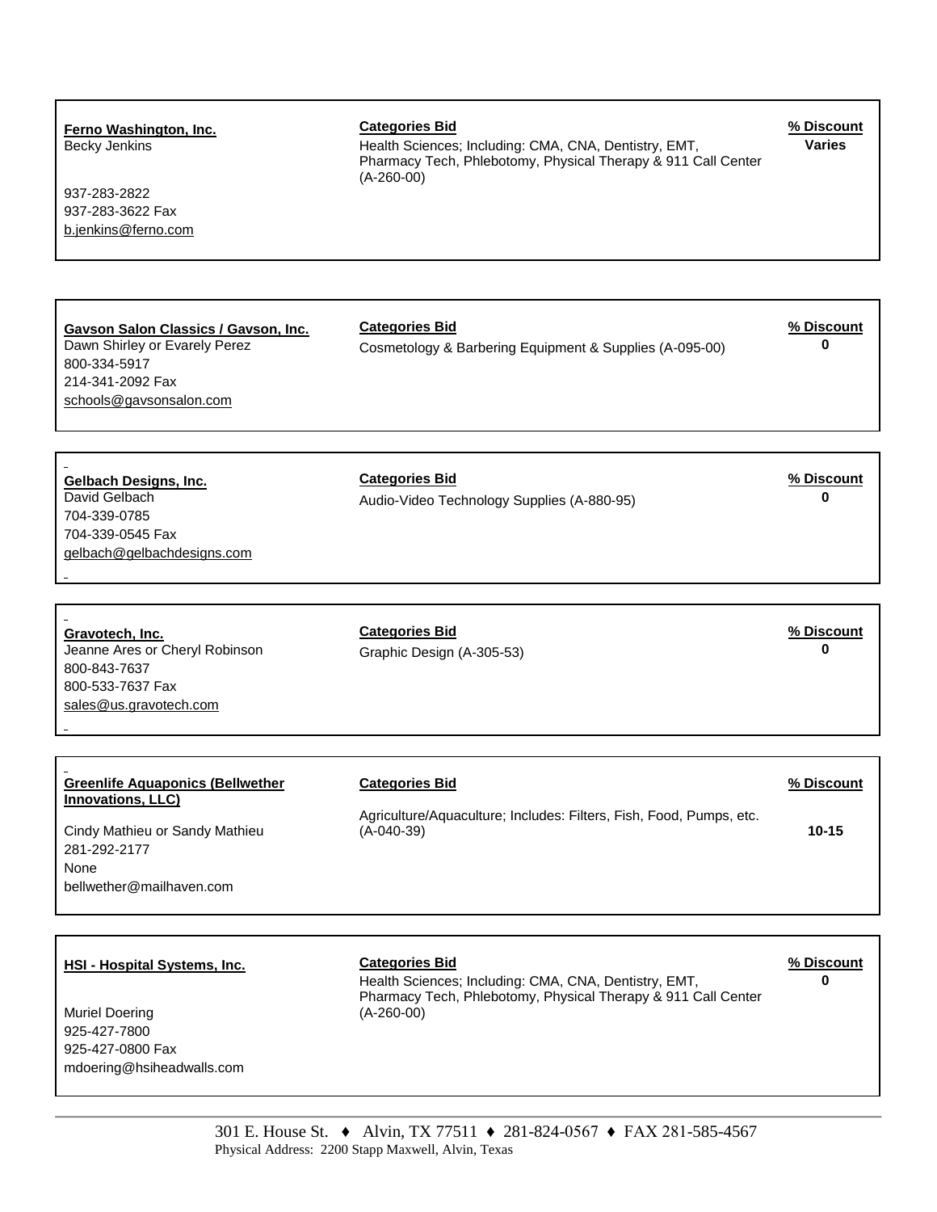**Ferno Washington, Inc.**
Becky Jenkins

937-283-2822
937-283-3622 Fax
b.jenkins@ferno.com

**Categories Bid**
Health Sciences; Including: CMA, CNA, Dentistry, EMT, Pharmacy Tech, Phlebotomy, Physical Therapy & 911 Call Center (A-260-00)

**% Discount**
**Varies**

---

**Gavson Salon Classics / Gavson, Inc.**
Dawn Shirley or Evarely Perez
800-334-5917
214-341-2092 Fax
schools@gavsonsalon.com

**Categories Bid**
Cosmetology & Barbering Equipment & Supplies (A-095-00)

**% Discount**
**0**

---

**Gelbach Designs, Inc.**
David Gelbach
704-339-0785
704-339-0545 Fax
gelbach@gelbachdesigns.com

**Categories Bid**
Audio-Video Technology Supplies (A-880-95)

**% Discount**
**0**

---

**Gravotech, Inc.**
Jeanne Ares or Cheryl Robinson
800-843-7637
800-533-7637 Fax
sales@us.gravotech.com

**Categories Bid**
Graphic Design (A-305-53)

**% Discount**
**0**

---

**Greenlife Aquaponics (Bellwether Innovations, LLC)**

Cindy Mathieu or Sandy Mathieu
281-292-2177
None
bellwether@mailhaven.com

**Categories Bid**
Agriculture/Aquaculture; Includes: Filters, Fish, Food, Pumps, etc. (A-040-39)

**% Discount**
**10-15**

---

**HSI - Hospital Systems, Inc.**

Muriel Doering
925-427-7800
925-427-0800 Fax
mdoering@hsiheadwalls.com

**Categories Bid**
Health Sciences; Including: CMA, CNA, Dentistry, EMT, Pharmacy Tech, Phlebotomy, Physical Therapy & 911 Call Center (A-260-00)

**% Discount**
**0**

---

301 E. House St. ♦ Alvin, TX 77511 ♦ 281-824-0567 ♦ FAX 281-585-4567
Physical Address: 2200 Stapp Maxwell, Alvin, Texas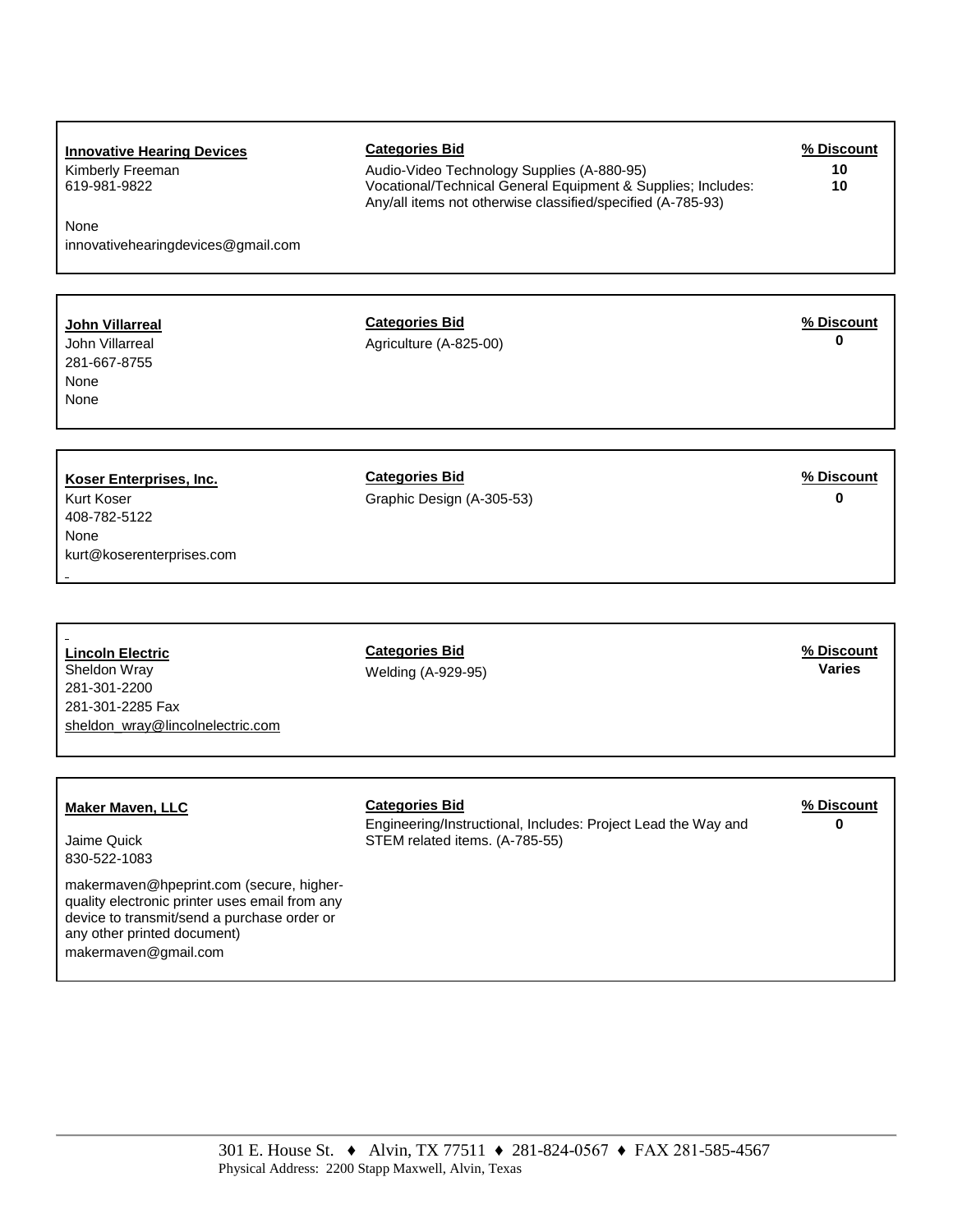| Vendor | Categories Bid | % Discount |
| --- | --- | --- |
| **Innovative Hearing Devices**<br>Kimberly Freeman<br>619-981-9822<br><br>None<br>innovativehearingdevices@gmail.com | Audio-Video Technology Supplies (A-880-95)<br>Vocational/Technical General Equipment & Supplies; Includes: Any/all items not otherwise classified/specified (A-785-93) | 10<br>10 |
| **John Villarreal**<br>John Villarreal<br>281-667-8755<br>None<br>None | Agriculture (A-825-00) | 0 |
| **Koser Enterprises, Inc.**<br>Kurt Koser<br>408-782-5122<br>None<br>kurt@koserenterprises.com | Graphic Design (A-305-53) | 0 |
| **Lincoln Electric**<br>Sheldon Wray<br>281-301-2200<br>281-301-2285 Fax<br>sheldon_wray@lincolnelectric.com | Welding (A-929-95) | Varies |
| **Maker Maven, LLC**<br><br>Jaime Quick<br>830-522-1083<br><br>makermaven@hpeprint.com (secure, higher-quality electronic printer uses email from any device to transmit/send a purchase order or any other printed document)<br>makermaven@gmail.com | Engineering/Instructional, Includes: Project Lead the Way and STEM related items. (A-785-55) | 0 |

301 E. House St. ♦ Alvin, TX 77511 ♦ 281-824-0567 ♦ FAX 281-585-4567
Physical Address: 2200 Stapp Maxwell, Alvin, Texas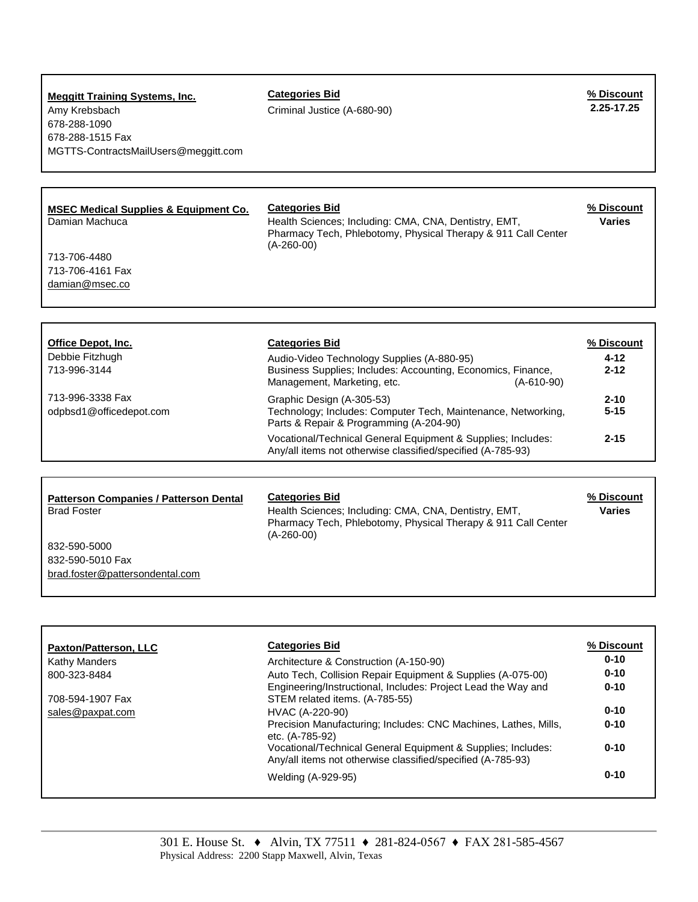| Vendor | Categories Bid | % Discount |
|---|---|---|
| **Meggitt Training Systems, Inc.**<br>Amy Krebsbach<br>678-288-1090<br>678-288-1515 Fax<br>MGTTS-ContractsMailUsers@meggitt.com | Criminal Justice (A-680-90) | **2.25-17.25** |

| Vendor | Categories Bid | % Discount |
|---|---|---|
| **MSEC Medical Supplies & Equipment Co.**<br>Damian Machuca<br>713-706-4480<br>713-706-4161 Fax<br>damian@msec.co | Health Sciences; Including: CMA, CNA, Dentistry, EMT, Pharmacy Tech, Phlebotomy, Physical Therapy & 911 Call Center (A-260-00) | **Varies** |

| Vendor | Categories Bid | % Discount |
|---|---|---|
| **Office Depot, Inc.**<br>Debbie Fitzhugh<br>713-996-3144<br>713-996-3338 Fax<br>odpbsd1@officedepot.com | Audio-Video Technology Supplies (A-880-95) | **4-12** |
| | Business Supplies; Includes: Accounting, Economics, Finance, Management, Marketing, etc. (A-610-90) | **2-12** |
| | Graphic Design (A-305-53) | **2-10** |
| | Technology; Includes: Computer Tech, Maintenance, Networking, Parts & Repair & Programming (A-204-90) | **5-15** |
| | Vocational/Technical General Equipment & Supplies; Includes: Any/all items not otherwise classified/specified (A-785-93) | **2-15** |

| Vendor | Categories Bid | % Discount |
|---|---|---|
| **Patterson Companies / Patterson Dental**<br>Brad Foster<br>832-590-5000<br>832-590-5010 Fax<br>brad.foster@pattersondental.com | Health Sciences; Including: CMA, CNA, Dentistry, EMT, Pharmacy Tech, Phlebotomy, Physical Therapy & 911 Call Center (A-260-00) | **Varies** |

| Vendor | Categories Bid | % Discount |
|---|---|---|
| **Paxton/Patterson, LLC**<br>Kathy Manders<br>800-323-8484<br>708-594-1907 Fax<br>sales@paxpat.com | Architecture & Construction (A-150-90) | **0-10** |
| | Auto Tech, Collision Repair Equipment & Supplies (A-075-00) | **0-10** |
| | Engineering/Instructional, Includes: Project Lead the Way and STEM related items. (A-785-55) | **0-10** |
| | HVAC (A-220-90) | **0-10** |
| | Precision Manufacturing; Includes: CNC Machines, Lathes, Mills, etc. (A-785-92) | **0-10** |
| | Vocational/Technical General Equipment & Supplies; Includes: Any/all items not otherwise classified/specified (A-785-93) | **0-10** |
| | Welding (A-929-95) | **0-10** |

301 E. House St. ♦ Alvin, TX 77511 ♦ 281-824-0567 ♦ FAX 281-585-4567
Physical Address: 2200 Stapp Maxwell, Alvin, Texas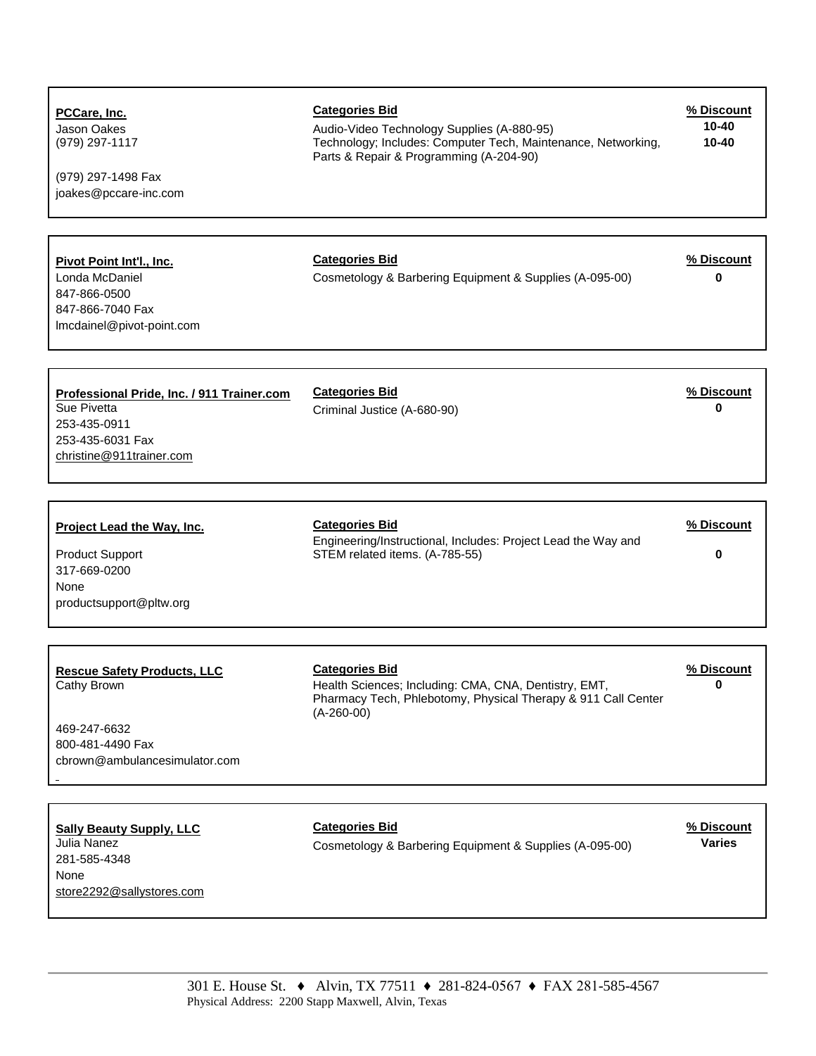**PCCare, Inc.**
Jason Oakes
(979) 297-1117

(979) 297-1498 Fax
joakes@pccare-inc.com

**Categories Bid**
Audio-Video Technology Supplies (A-880-95)
Technology; Includes: Computer Tech, Maintenance, Networking, Parts & Repair & Programming (A-204-90)

**% Discount**
10-40
10-40

---

**Pivot Point Int'l., Inc.**
Londa McDaniel
847-866-0500
847-866-7040 Fax
lmcdainel@pivot-point.com

**Categories Bid**
Cosmetology & Barbering Equipment & Supplies (A-095-00)

**% Discount**
0

---

**Professional Pride, Inc. / 911 Trainer.com**
Sue Pivetta
253-435-0911
253-435-6031 Fax
christine@911trainer.com

**Categories Bid**
Criminal Justice (A-680-90)

**% Discount**
0

---

**Project Lead the Way, Inc.**

Product Support
317-669-0200
None
productsupport@pltw.org

**Categories Bid**
Engineering/Instructional, Includes: Project Lead the Way and STEM related items. (A-785-55)

**% Discount**
0

---

**Rescue Safety Products, LLC**
Cathy Brown

469-247-6632
800-481-4490 Fax
cbrown@ambulancesimulator.com

**Categories Bid**
Health Sciences; Including: CMA, CNA, Dentistry, EMT, Pharmacy Tech, Phlebotomy, Physical Therapy & 911 Call Center (A-260-00)

**% Discount**
0

---

**Sally Beauty Supply, LLC**
Julia Nanez
281-585-4348
None
store2292@sallystores.com

**Categories Bid**
Cosmetology & Barbering Equipment & Supplies (A-095-00)

**% Discount**
Varies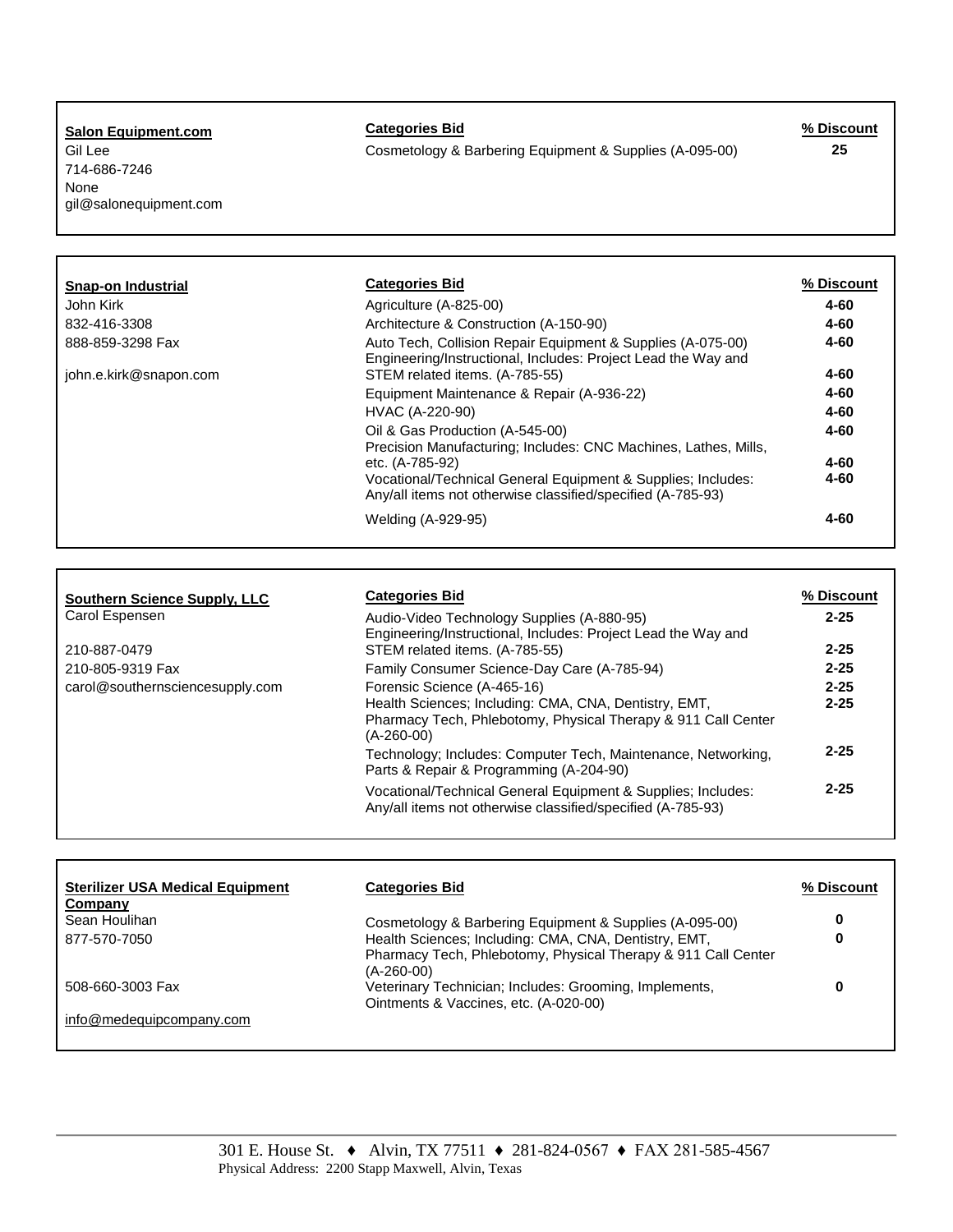| **Salon Equipment.com** | **Categories Bid** | **% Discount** |
|---|---|---|
| Gil Lee | Cosmetology & Barbering Equipment & Supplies (A-095-00) | 25 |
| 714-686-7246 | | |
| None | | |
| gil@salonequipment.com | | |

| **Snap-on Industrial** | **Categories Bid** | **% Discount** |
|---|---|---|
| John Kirk | Agriculture (A-825-00) | 4-60 |
| 832-416-3308 | Architecture & Construction (A-150-90) | 4-60 |
| 888-859-3298 Fax | Auto Tech, Collision Repair Equipment & Supplies (A-075-00) | 4-60 |
| john.e.kirk@snapon.com | Engineering/Instructional, Includes: Project Lead the Way and STEM related items. (A-785-55) | 4-60 |
| | Equipment Maintenance & Repair (A-936-22) | 4-60 |
| | HVAC (A-220-90) | 4-60 |
| | Oil & Gas Production (A-545-00) | 4-60 |
| | Precision Manufacturing; Includes: CNC Machines, Lathes, Mills, etc. (A-785-92) | 4-60 |
| | Vocational/Technical General Equipment & Supplies; Includes: Any/all items not otherwise classified/specified (A-785-93) | 4-60 |
| | Welding (A-929-95) | 4-60 |

| **Southern Science Supply, LLC** | **Categories Bid** | **% Discount** |
|---|---|---|
| Carol Espensen | Audio-Video Technology Supplies (A-880-95) | 2-25 |
| 210-887-0479 | Engineering/Instructional, Includes: Project Lead the Way and STEM related items. (A-785-55) | 2-25 |
| 210-805-9319 Fax | Family Consumer Science-Day Care (A-785-94) | 2-25 |
| carol@southernsciencesupply.com | Forensic Science (A-465-16) | 2-25 |
| | Health Sciences; Including: CMA, CNA, Dentistry, EMT, Pharmacy Tech, Phlebotomy, Physical Therapy & 911 Call Center (A-260-00) | 2-25 |
| | Technology; Includes: Computer Tech, Maintenance, Networking, Parts & Repair & Programming (A-204-90) | 2-25 |
| | Vocational/Technical General Equipment & Supplies; Includes: Any/all items not otherwise classified/specified (A-785-93) | 2-25 |

| **Sterilizer USA Medical Equipment Company** | **Categories Bid** | **% Discount** |
|---|---|---|
| Sean Houlihan | Cosmetology & Barbering Equipment & Supplies (A-095-00) | 0 |
| 877-570-7050 | Health Sciences; Including: CMA, CNA, Dentistry, EMT, Pharmacy Tech, Phlebotomy, Physical Therapy & 911 Call Center (A-260-00) | 0 |
| 508-660-3003 Fax | Veterinary Technician; Includes: Grooming, Implements, Ointments & Vaccines, etc. (A-020-00) | 0 |
| info@medequipcompany.com | | |

301 E. House St. ♦ Alvin, TX 77511 ♦ 281-824-0567 ♦ FAX 281-585-4567
Physical Address: 2200 Stapp Maxwell, Alvin, Texas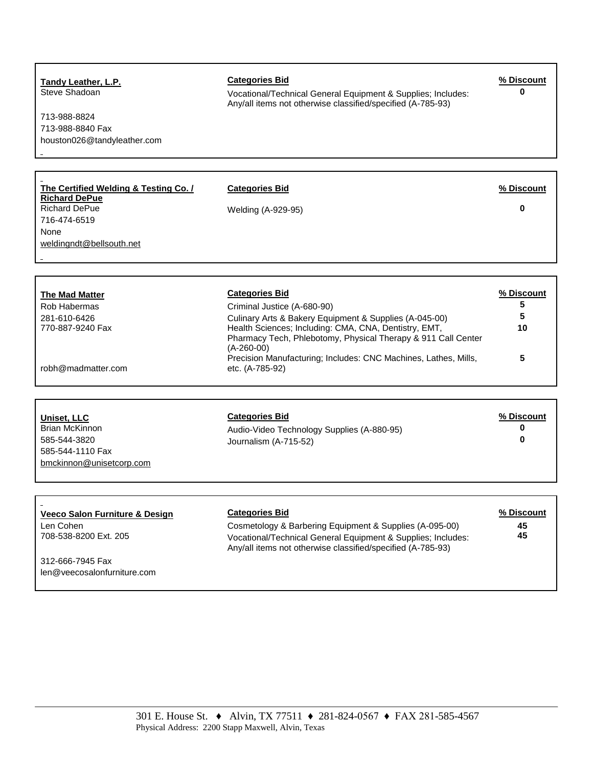| Vendor | Categories Bid | % Discount |
|---|---|---|
| **Tandy Leather, L.P.**<br>Steve Shadoan<br>713-988-8824<br>713-988-8840 Fax<br>houston026@tandyleather.com | Vocational/Technical General Equipment & Supplies; Includes: Any/all items not otherwise classified/specified (A-785-93) | **0** |
| **The Certified Welding & Testing Co. / Richard DePue**<br>Richard DePue<br>716-474-6519<br>None<br>weldingndt@bellsouth.net | Welding (A-929-95) | **0** |
| **The Mad Matter**<br>Rob Habermas<br>281-610-6426<br>770-887-9240 Fax<br>robh@madmatter.com | Criminal Justice (A-680-90)<br>Culinary Arts & Bakery Equipment & Supplies (A-045-00)<br>Health Sciences; Including: CMA, CNA, Dentistry, EMT, Pharmacy Tech, Phlebotomy, Physical Therapy & 911 Call Center (A-260-00)<br>Precision Manufacturing; Includes: CNC Machines, Lathes, Mills, etc. (A-785-92) | **5**<br>**5**<br>**10**<br>**5** |
| **Uniset, LLC**<br>Brian McKinnon<br>585-544-3820<br>585-544-1110 Fax<br>bmckinnon@unisetcorp.com | Audio-Video Technology Supplies (A-880-95)<br>Journalism (A-715-52) | **0**<br>**0** |
| **Veeco Salon Furniture & Design**<br>Len Cohen<br>708-538-8200 Ext. 205<br>312-666-7945 Fax<br>len@veecosalonfurniture.com | Cosmetology & Barbering Equipment & Supplies (A-095-00)<br>Vocational/Technical General Equipment & Supplies; Includes: Any/all items not otherwise classified/specified (A-785-93) | **45**<br>**45** |

301 E. House St. ♦ Alvin, TX 77511 ♦ 281-824-0567 ♦ FAX 281-585-4567
Physical Address: 2200 Stapp Maxwell, Alvin, Texas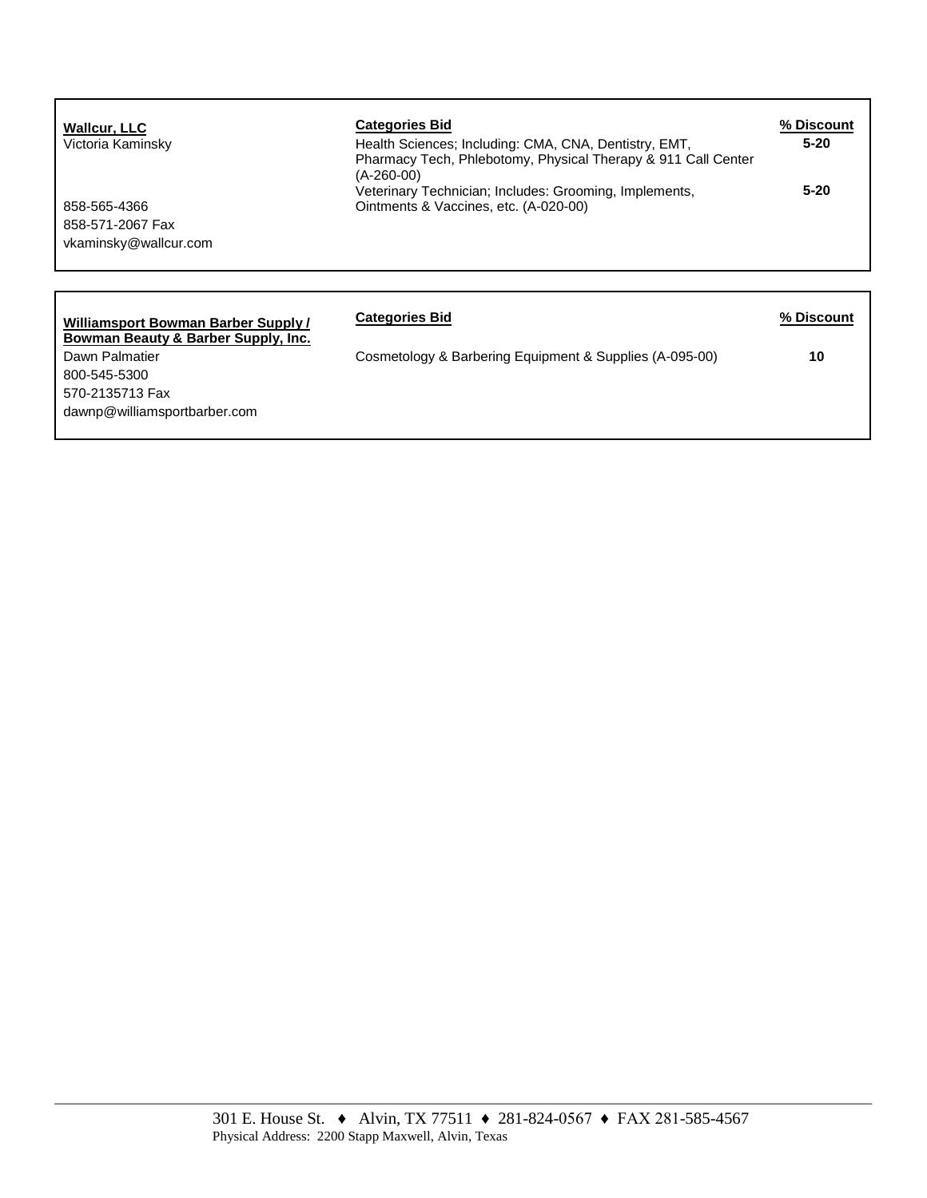| | | |
|---|---|---|
| **Wallcur, LLC**<br>Victoria Kaminsky<br><br>858-565-4366<br>858-571-2067 Fax<br>vkaminsky@wallcur.com | **Categories Bid**<br>Health Sciences; Including: CMA, CNA, Dentistry, EMT, Pharmacy Tech, Phlebotomy, Physical Therapy & 911 Call Center (A-260-00)<br>Veterinary Technician; Includes: Grooming, Implements, Ointments & Vaccines, etc. (A-020-00) | **% Discount**<br>**5-20**<br><br>**5-20** |

| | | |
|---|---|---|
| **Williamsport Bowman Barber Supply / Bowman Beauty & Barber Supply, Inc.**<br>Dawn Palmatier<br>800-545-5300<br>570-2135713 Fax<br>dawnp@williamsportbarber.com | **Categories Bid**<br><br>Cosmetology & Barbering Equipment & Supplies (A-095-00) | **% Discount**<br><br>**10** |

301 E. House St. ♦ Alvin, TX 77511 ♦ 281-824-0567 ♦ FAX 281-585-4567
Physical Address: 2200 Stapp Maxwell, Alvin, Texas